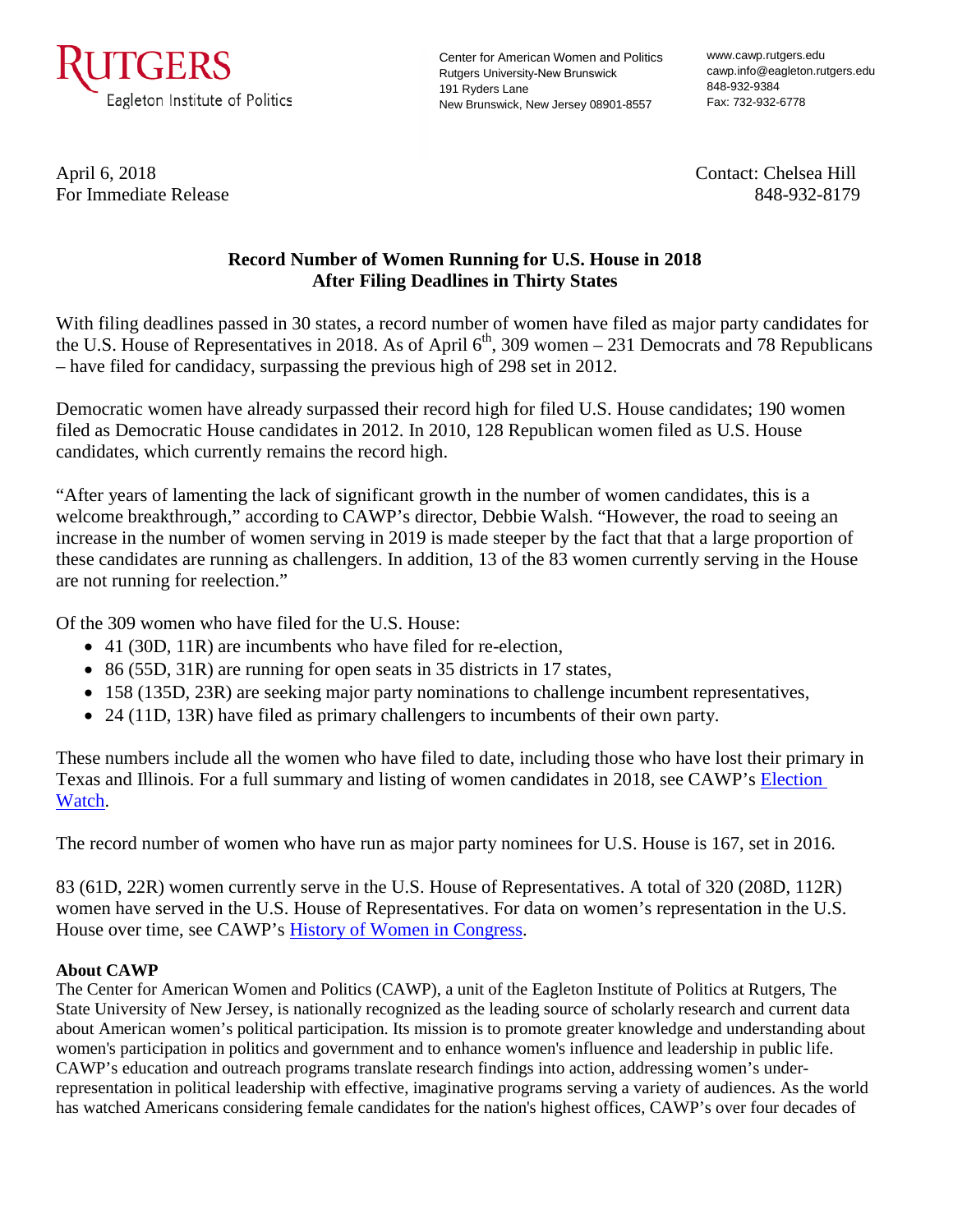RUTGERS
Eagleton Institute of Politics

Center for American Women and Politics
Rutgers University-New Brunswick
191 Ryders Lane
New Brunswick, New Jersey 08901-8557

www.cawp.rutgers.edu
cawp.info@eagleton.rutgers.edu
848-932-9384
Fax: 732-932-6778

April 6, 2018
For Immediate Release

Contact: Chelsea Hill
848-932-8179

**Record Number of Women Running for U.S. House in 2018**
**After Filing Deadlines in Thirty States**

With filing deadlines passed in 30 states, a record number of women have filed as major party candidates for the U.S. House of Representatives in 2018. As of April 6th, 309 women – 231 Democrats and 78 Republicans – have filed for candidacy, surpassing the previous high of 298 set in 2012.

Democratic women have already surpassed their record high for filed U.S. House candidates; 190 women filed as Democratic House candidates in 2012. In 2010, 128 Republican women filed as U.S. House candidates, which currently remains the record high.

"After years of lamenting the lack of significant growth in the number of women candidates, this is a welcome breakthrough," according to CAWP's director, Debbie Walsh. "However, the road to seeing an increase in the number of women serving in 2019 is made steeper by the fact that that a large proportion of these candidates are running as challengers. In addition, 13 of the 83 women currently serving in the House are not running for reelection."

Of the 309 women who have filed for the U.S. House:

- 41 (30D, 11R) are incumbents who have filed for re-election,
- 86 (55D, 31R) are running for open seats in 35 districts in 17 states,
- 158 (135D, 23R) are seeking major party nominations to challenge incumbent representatives,
- 24 (11D, 13R) have filed as primary challengers to incumbents of their own party.

These numbers include all the women who have filed to date, including those who have lost their primary in Texas and Illinois. For a full summary and listing of women candidates in 2018, see CAWP's Election Watch.

The record number of women who have run as major party nominees for U.S. House is 167, set in 2016.

83 (61D, 22R) women currently serve in the U.S. House of Representatives. A total of 320 (208D, 112R) women have served in the U.S. House of Representatives. For data on women's representation in the U.S. House over time, see CAWP's History of Women in Congress.

**About CAWP**
The Center for American Women and Politics (CAWP), a unit of the Eagleton Institute of Politics at Rutgers, The State University of New Jersey, is nationally recognized as the leading source of scholarly research and current data about American women's political participation. Its mission is to promote greater knowledge and understanding about women's participation in politics and government and to enhance women's influence and leadership in public life. CAWP's education and outreach programs translate research findings into action, addressing women's under-representation in political leadership with effective, imaginative programs serving a variety of audiences. As the world has watched Americans considering female candidates for the nation's highest offices, CAWP's over four decades of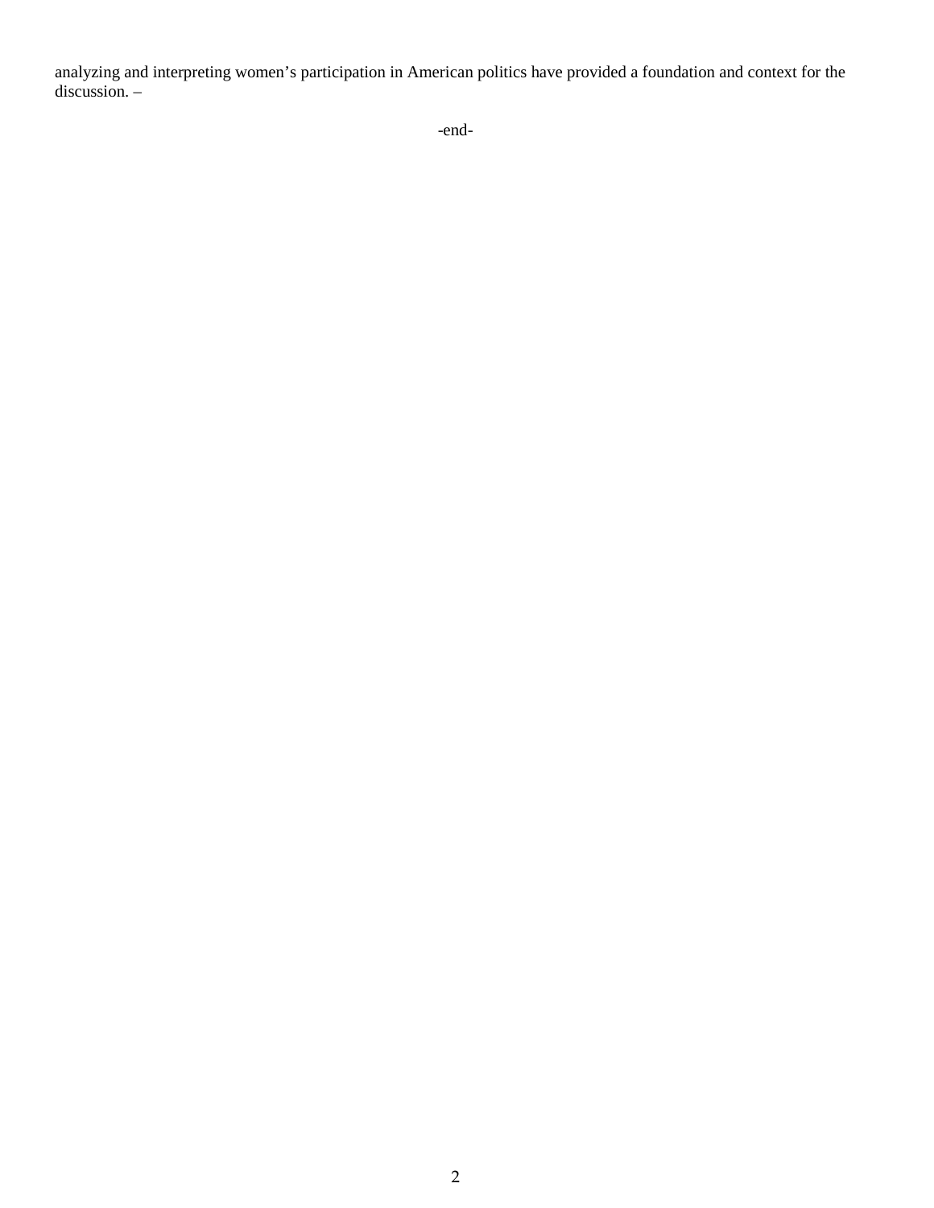analyzing and interpreting women's participation in American politics have provided a foundation and context for the discussion. –

-end-